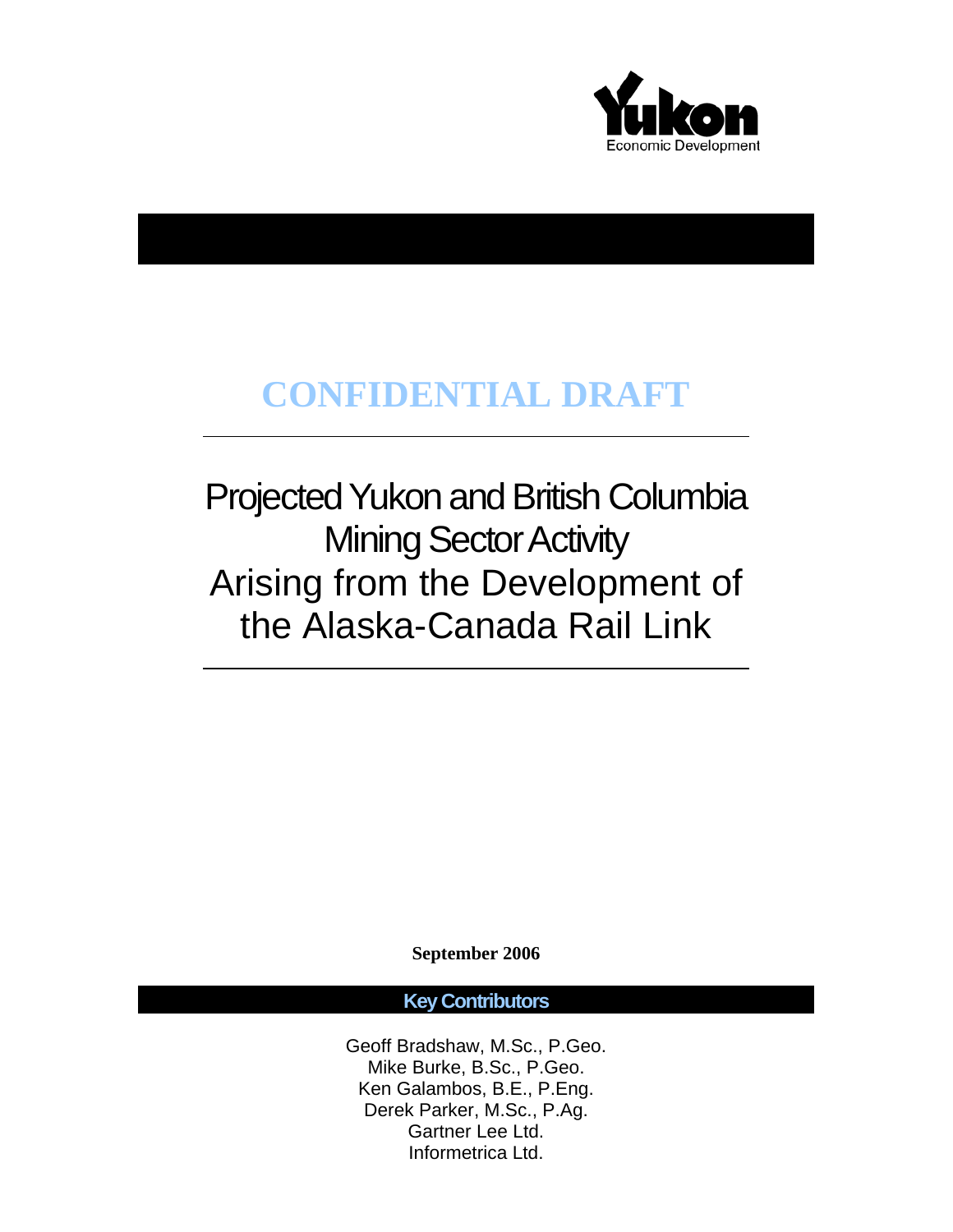Yukon
Economic Development

**CONFIDENTIAL DRAFT**

# Projected Yukon and British Columbia Mining Sector Activity Arising from the Development of the Alaska-Canada Rail Link

**September 2006**

**Key Contributors**

Geoff Bradshaw, M.Sc., P.Geo.
Mike Burke, B.Sc., P.Geo.
Ken Galambos, B.E., P.Eng.
Derek Parker, M.Sc., P.Ag.
Gartner Lee Ltd.
Informetrica Ltd.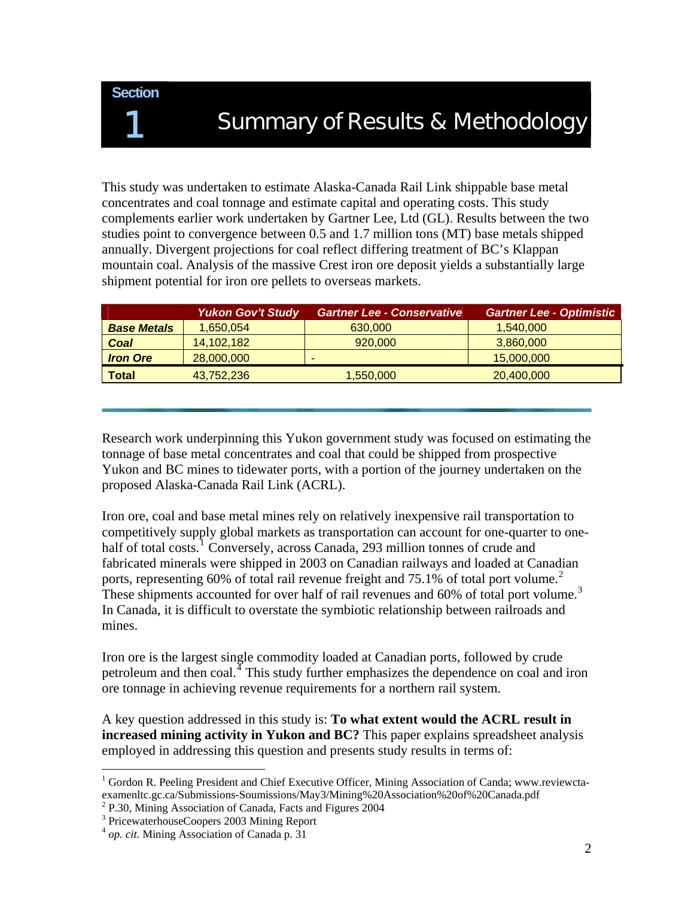# Section 1 Summary of Results & Methodology

This study was undertaken to estimate Alaska-Canada Rail Link shippable base metal concentrates and coal tonnage and estimate capital and operating costs. This study complements earlier work undertaken by Gartner Lee, Ltd (GL). Results between the two studies point to convergence between 0.5 and 1.7 million tons (MT) base metals shipped annually. Divergent projections for coal reflect differing treatment of BC's Klappan mountain coal. Analysis of the massive Crest iron ore deposit yields a substantially large shipment potential for iron ore pellets to overseas markets.

| | *Yukon Gov't Study* | *Gartner Lee - Conservative* | *Gartner Lee - Optimistic* |
|---|---|---|---|
| ***Base Metals*** | 1,650,054 | 630,000 | 1,540,000 |
| ***Coal*** | 14,102,182 | 920,000 | 3,860,000 |
| ***Iron Ore*** | 28,000,000 | - | 15,000,000 |
| **Total** | 43,752,236 | 1,550,000 | 20,400,000 |

Research work underpinning this Yukon government study was focused on estimating the tonnage of base metal concentrates and coal that could be shipped from prospective Yukon and BC mines to tidewater ports, with a portion of the journey undertaken on the proposed Alaska-Canada Rail Link (ACRL).

Iron ore, coal and base metal mines rely on relatively inexpensive rail transportation to competitively supply global markets as transportation can account for one-quarter to one-half of total costs.[1] Conversely, across Canada, 293 million tonnes of crude and fabricated minerals were shipped in 2003 on Canadian railways and loaded at Canadian ports, representing 60% of total rail revenue freight and 75.1% of total port volume.[2] These shipments accounted for over half of rail revenues and 60% of total port volume.[3] In Canada, it is difficult to overstate the symbiotic relationship between railroads and mines.

Iron ore is the largest single commodity loaded at Canadian ports, followed by crude petroleum and then coal.[4] This study further emphasizes the dependence on coal and iron ore tonnage in achieving revenue requirements for a northern rail system.

A key question addressed in this study is: **To what extent would the ACRL result in increased mining activity in Yukon and BC?** This paper explains spreadsheet analysis employed in addressing this question and presents study results in terms of:

---

[1] Gordon R. Peeling President and Chief Executive Officer, Mining Association of Canda; www.reviewcta-examenltc.gc.ca/Submissions-Soumissions/May3/Mining%20Association%20of%20Canada.pdf

[2] P.30, Mining Association of Canada, Facts and Figures 2004

[3] PricewaterhouseCoopers 2003 Mining Report

[4] *op. cit.* Mining Association of Canada p. 31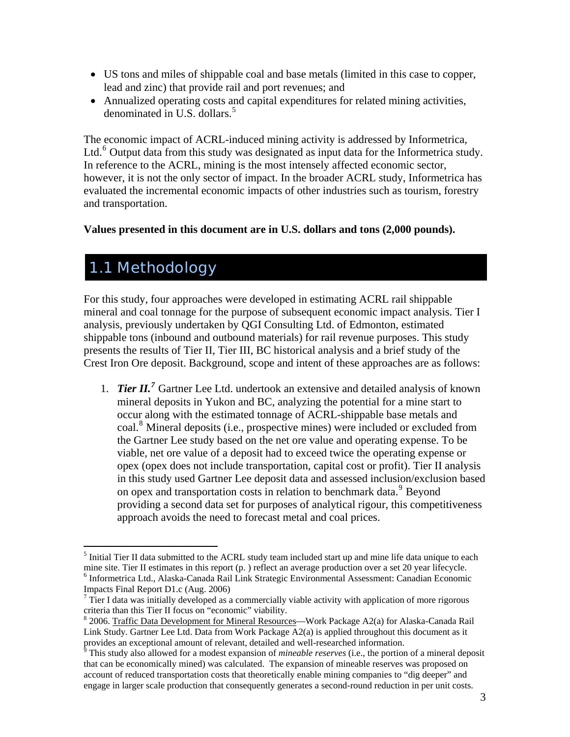- US tons and miles of shippable coal and base metals (limited in this case to copper, lead and zinc) that provide rail and port revenues; and
- Annualized operating costs and capital expenditures for related mining activities, denominated in U.S. dollars.[5]

The economic impact of ACRL-induced mining activity is addressed by Informetrica, Ltd.[6] Output data from this study was designated as input data for the Informetrica study. In reference to the ACRL, mining is the most intensely affected economic sector, however, it is not the only sector of impact. In the broader ACRL study, Informetrica has evaluated the incremental economic impacts of other industries such as tourism, forestry and transportation.

**Values presented in this document are in U.S. dollars and tons (2,000 pounds).**

## 1.1 Methodology

For this study, four approaches were developed in estimating ACRL rail shippable mineral and coal tonnage for the purpose of subsequent economic impact analysis. Tier I analysis, previously undertaken by QGI Consulting Ltd. of Edmonton, estimated shippable tons (inbound and outbound materials) for rail revenue purposes. This study presents the results of Tier II, Tier III, BC historical analysis and a brief study of the Crest Iron Ore deposit. Background, scope and intent of these approaches are as follows:

1. ***Tier II.***[7] Gartner Lee Ltd. undertook an extensive and detailed analysis of known mineral deposits in Yukon and BC, analyzing the potential for a mine start to occur along with the estimated tonnage of ACRL-shippable base metals and coal.[8] Mineral deposits (i.e., prospective mines) were included or excluded from the Gartner Lee study based on the net ore value and operating expense. To be viable, net ore value of a deposit had to exceed twice the operating expense or opex (opex does not include transportation, capital cost or profit). Tier II analysis in this study used Gartner Lee deposit data and assessed inclusion/exclusion based on opex and transportation costs in relation to benchmark data.[9] Beyond providing a second data set for purposes of analytical rigour, this competitiveness approach avoids the need to forecast metal and coal prices.

---

[5] Initial Tier II data submitted to the ACRL study team included start up and mine life data unique to each mine site. Tier II estimates in this report (p. ) reflect an average production over a set 20 year lifecycle.

[6] Informetrica Ltd., Alaska-Canada Rail Link Strategic Environmental Assessment: Canadian Economic Impacts Final Report D1.c (Aug. 2006)

[7] Tier I data was initially developed as a commercially viable activity with application of more rigorous criteria than this Tier II focus on "economic" viability.

[8] 2006. Traffic Data Development for Mineral Resources—Work Package A2(a) for Alaska-Canada Rail Link Study. Gartner Lee Ltd. Data from Work Package A2(a) is applied throughout this document as it provides an exceptional amount of relevant, detailed and well-researched information.

[9] This study also allowed for a modest expansion of *mineable reserves* (i.e., the portion of a mineral deposit that can be economically mined) was calculated. The expansion of mineable reserves was proposed on account of reduced transportation costs that theoretically enable mining companies to "dig deeper" and engage in larger scale production that consequently generates a second-round reduction in per unit costs.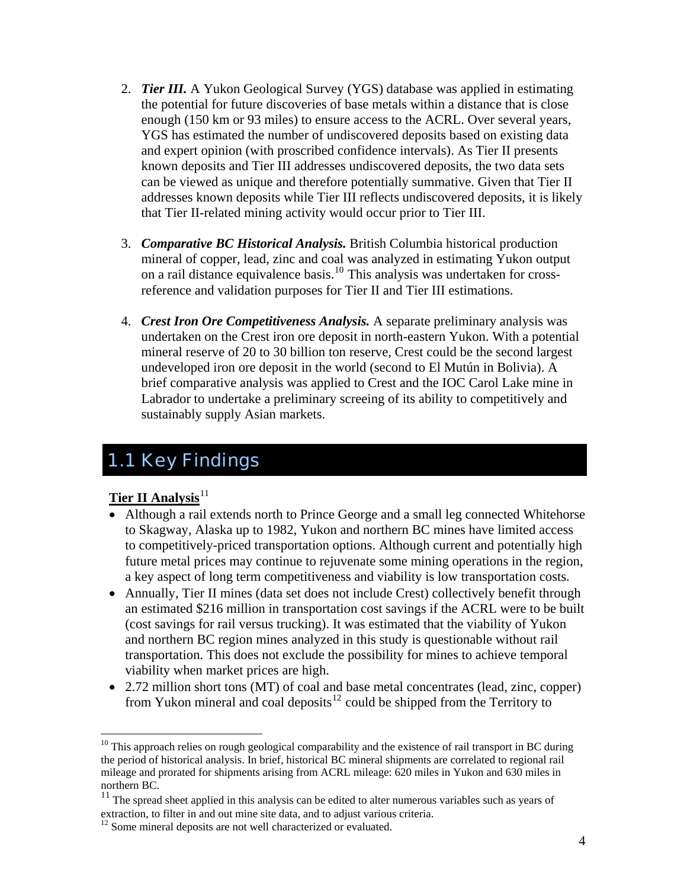2. ***Tier III.*** A Yukon Geological Survey (YGS) database was applied in estimating the potential for future discoveries of base metals within a distance that is close enough (150 km or 93 miles) to ensure access to the ACRL. Over several years, YGS has estimated the number of undiscovered deposits based on existing data and expert opinion (with proscribed confidence intervals). As Tier II presents known deposits and Tier III addresses undiscovered deposits, the two data sets can be viewed as unique and therefore potentially summative. Given that Tier II addresses known deposits while Tier III reflects undiscovered deposits, it is likely that Tier II-related mining activity would occur prior to Tier III.

3. ***Comparative BC Historical Analysis.*** British Columbia historical production mineral of copper, lead, zinc and coal was analyzed in estimating Yukon output on a rail distance equivalence basis.[10] This analysis was undertaken for cross-reference and validation purposes for Tier II and Tier III estimations.

4. ***Crest Iron Ore Competitiveness Analysis.*** A separate preliminary analysis was undertaken on the Crest iron ore deposit in north-eastern Yukon. With a potential mineral reserve of 20 to 30 billion ton reserve, Crest could be the second largest undeveloped iron ore deposit in the world (second to El Mutún in Bolivia). A brief comparative analysis was applied to Crest and the IOC Carol Lake mine in Labrador to undertake a preliminary screeing of its ability to competitively and sustainably supply Asian markets.

## 1.1 Key Findings

**Tier II Analysis**[11]

- Although a rail extends north to Prince George and a small leg connected Whitehorse to Skagway, Alaska up to 1982, Yukon and northern BC mines have limited access to competitively-priced transportation options. Although current and potentially high future metal prices may continue to rejuvenate some mining operations in the region, a key aspect of long term competitiveness and viability is low transportation costs.
- Annually, Tier II mines (data set does not include Crest) collectively benefit through an estimated $216 million in transportation cost savings if the ACRL were to be built (cost savings for rail versus trucking). It was estimated that the viability of Yukon and northern BC region mines analyzed in this study is questionable without rail transportation. This does not exclude the possibility for mines to achieve temporal viability when market prices are high.
- 2.72 million short tons (MT) of coal and base metal concentrates (lead, zinc, copper) from Yukon mineral and coal deposits[12] could be shipped from the Territory to

---

[10] This approach relies on rough geological comparability and the existence of rail transport in BC during the period of historical analysis. In brief, historical BC mineral shipments are correlated to regional rail mileage and prorated for shipments arising from ACRL mileage: 620 miles in Yukon and 630 miles in northern BC.

[11] The spread sheet applied in this analysis can be edited to alter numerous variables such as years of extraction, to filter in and out mine site data, and to adjust various criteria.

[12] Some mineral deposits are not well characterized or evaluated.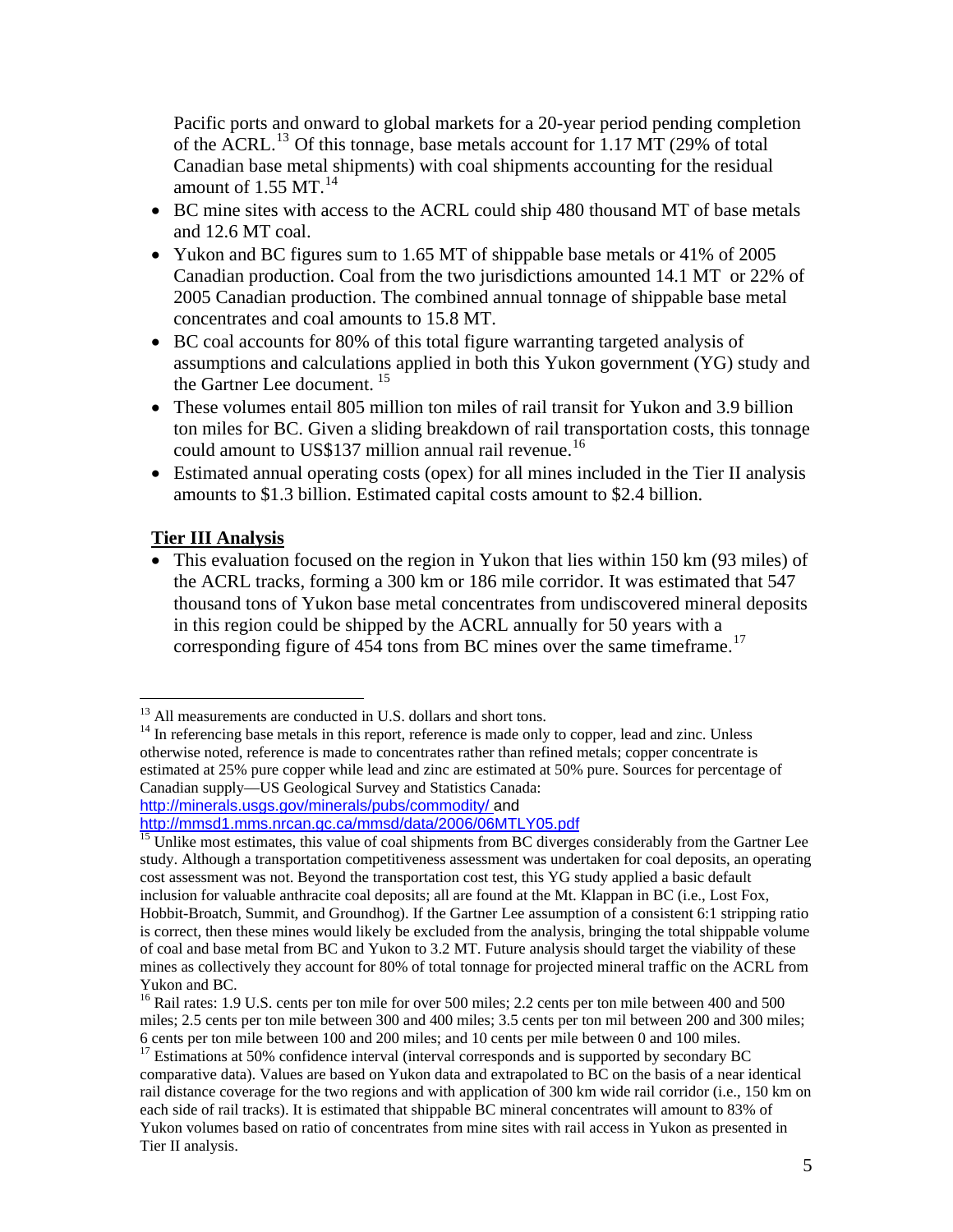Pacific ports and onward to global markets for a 20-year period pending completion of the ACRL.[13] Of this tonnage, base metals account for 1.17 MT (29% of total Canadian base metal shipments) with coal shipments accounting for the residual amount of 1.55 MT.[14]

- BC mine sites with access to the ACRL could ship 480 thousand MT of base metals and 12.6 MT coal.
- Yukon and BC figures sum to 1.65 MT of shippable base metals or 41% of 2005 Canadian production. Coal from the two jurisdictions amounted 14.1 MT or 22% of 2005 Canadian production. The combined annual tonnage of shippable base metal concentrates and coal amounts to 15.8 MT.
- BC coal accounts for 80% of this total figure warranting targeted analysis of assumptions and calculations applied in both this Yukon government (YG) study and the Gartner Lee document.[15]
- These volumes entail 805 million ton miles of rail transit for Yukon and 3.9 billion ton miles for BC. Given a sliding breakdown of rail transportation costs, this tonnage could amount to US$137 million annual rail revenue.[16]
- Estimated annual operating costs (opex) for all mines included in the Tier II analysis amounts to $1.3 billion. Estimated capital costs amount to $2.4 billion.

## Tier III Analysis

- This evaluation focused on the region in Yukon that lies within 150 km (93 miles) of the ACRL tracks, forming a 300 km or 186 mile corridor. It was estimated that 547 thousand tons of Yukon base metal concentrates from undiscovered mineral deposits in this region could be shipped by the ACRL annually for 50 years with a corresponding figure of 454 tons from BC mines over the same timeframe.[17]

---

[13] All measurements are conducted in U.S. dollars and short tons.

[14] In referencing base metals in this report, reference is made only to copper, lead and zinc. Unless otherwise noted, reference is made to concentrates rather than refined metals; copper concentrate is estimated at 25% pure copper while lead and zinc are estimated at 50% pure. Sources for percentage of Canadian supply—US Geological Survey and Statistics Canada: http://minerals.usgs.gov/minerals/pubs/commodity/ and http://mmsd1.mms.nrcan.gc.ca/mmsd/data/2006/06MTLY05.pdf

[15] Unlike most estimates, this value of coal shipments from BC diverges considerably from the Gartner Lee study. Although a transportation competitiveness assessment was undertaken for coal deposits, an operating cost assessment was not. Beyond the transportation cost test, this YG study applied a basic default inclusion for valuable anthracite coal deposits; all are found at the Mt. Klappan in BC (i.e., Lost Fox, Hobbit-Broatch, Summit, and Groundhog). If the Gartner Lee assumption of a consistent 6:1 stripping ratio is correct, then these mines would likely be excluded from the analysis, bringing the total shippable volume of coal and base metal from BC and Yukon to 3.2 MT. Future analysis should target the viability of these mines as collectively they account for 80% of total tonnage for projected mineral traffic on the ACRL from Yukon and BC.

[16] Rail rates: 1.9 U.S. cents per ton mile for over 500 miles; 2.2 cents per ton mile between 400 and 500 miles; 2.5 cents per ton mile between 300 and 400 miles; 3.5 cents per ton mil between 200 and 300 miles; 6 cents per ton mile between 100 and 200 miles; and 10 cents per mile between 0 and 100 miles.

[17] Estimations at 50% confidence interval (interval corresponds and is supported by secondary BC comparative data). Values are based on Yukon data and extrapolated to BC on the basis of a near identical rail distance coverage for the two regions and with application of 300 km wide rail corridor (i.e., 150 km on each side of rail tracks). It is estimated that shippable BC mineral concentrates will amount to 83% of Yukon volumes based on ratio of concentrates from mine sites with rail access in Yukon as presented in Tier II analysis.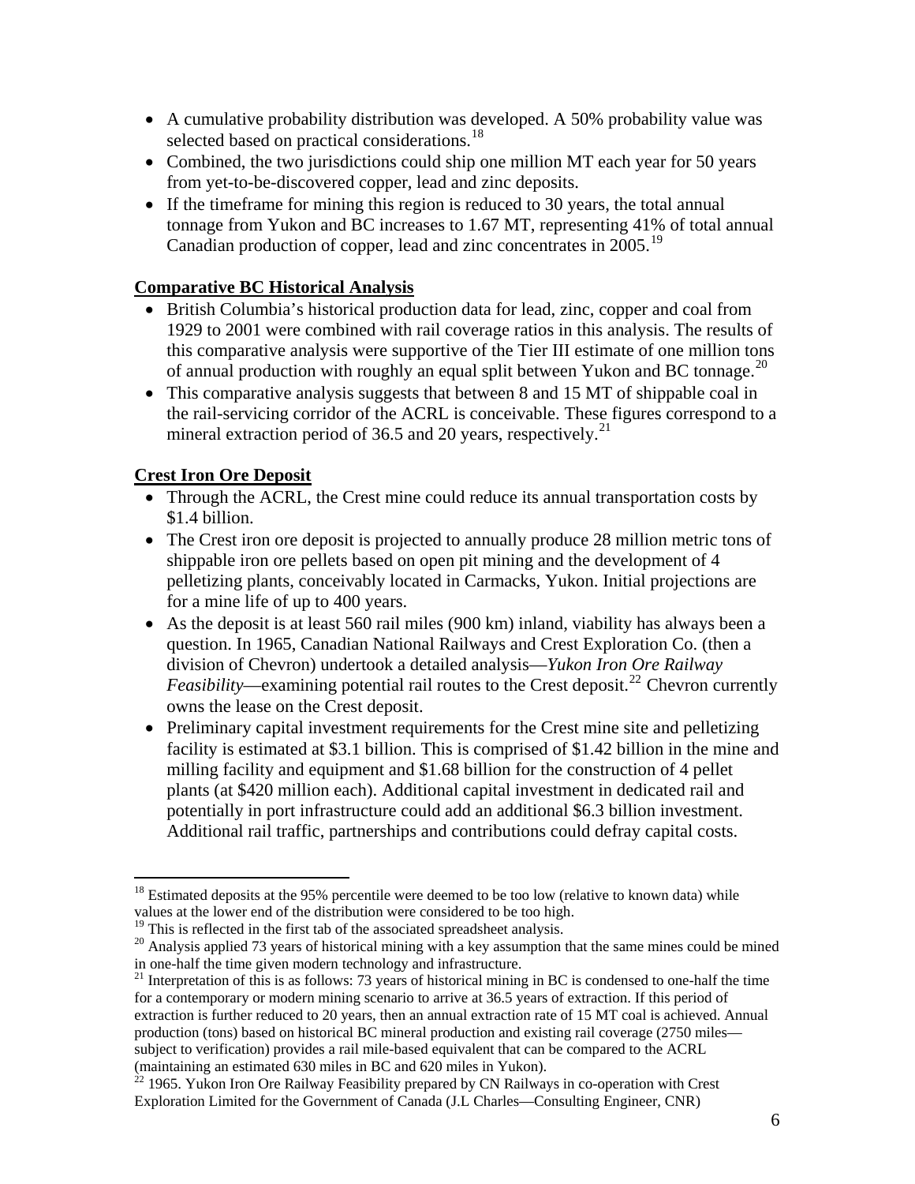- A cumulative probability distribution was developed. A 50% probability value was selected based on practical considerations.[18]
- Combined, the two jurisdictions could ship one million MT each year for 50 years from yet-to-be-discovered copper, lead and zinc deposits.
- If the timeframe for mining this region is reduced to 30 years, the total annual tonnage from Yukon and BC increases to 1.67 MT, representing 41% of total annual Canadian production of copper, lead and zinc concentrates in 2005.[19]

**Comparative BC Historical Analysis**

- British Columbia's historical production data for lead, zinc, copper and coal from 1929 to 2001 were combined with rail coverage ratios in this analysis. The results of this comparative analysis were supportive of the Tier III estimate of one million tons of annual production with roughly an equal split between Yukon and BC tonnage.[20]
- This comparative analysis suggests that between 8 and 15 MT of shippable coal in the rail-servicing corridor of the ACRL is conceivable. These figures correspond to a mineral extraction period of 36.5 and 20 years, respectively.[21]

**Crest Iron Ore Deposit**

- Through the ACRL, the Crest mine could reduce its annual transportation costs by $1.4 billion.
- The Crest iron ore deposit is projected to annually produce 28 million metric tons of shippable iron ore pellets based on open pit mining and the development of 4 pelletizing plants, conceivably located in Carmacks, Yukon. Initial projections are for a mine life of up to 400 years.
- As the deposit is at least 560 rail miles (900 km) inland, viability has always been a question. In 1965, Canadian National Railways and Crest Exploration Co. (then a division of Chevron) undertook a detailed analysis—*Yukon Iron Ore Railway Feasibility*—examining potential rail routes to the Crest deposit.[22] Chevron currently owns the lease on the Crest deposit.
- Preliminary capital investment requirements for the Crest mine site and pelletizing facility is estimated at $3.1 billion. This is comprised of $1.42 billion in the mine and milling facility and equipment and $1.68 billion for the construction of 4 pellet plants (at $420 million each). Additional capital investment in dedicated rail and potentially in port infrastructure could add an additional $6.3 billion investment. Additional rail traffic, partnerships and contributions could defray capital costs.

---

[18] Estimated deposits at the 95% percentile were deemed to be too low (relative to known data) while values at the lower end of the distribution were considered to be too high.

[19] This is reflected in the first tab of the associated spreadsheet analysis.

[20] Analysis applied 73 years of historical mining with a key assumption that the same mines could be mined in one-half the time given modern technology and infrastructure.

[21] Interpretation of this is as follows: 73 years of historical mining in BC is condensed to one-half the time for a contemporary or modern mining scenario to arrive at 36.5 years of extraction. If this period of extraction is further reduced to 20 years, then an annual extraction rate of 15 MT coal is achieved. Annual production (tons) based on historical BC mineral production and existing rail coverage (2750 miles—subject to verification) provides a rail mile-based equivalent that can be compared to the ACRL (maintaining an estimated 630 miles in BC and 620 miles in Yukon).

[22] 1965. Yukon Iron Ore Railway Feasibility prepared by CN Railways in co-operation with Crest Exploration Limited for the Government of Canada (J.L Charles—Consulting Engineer, CNR)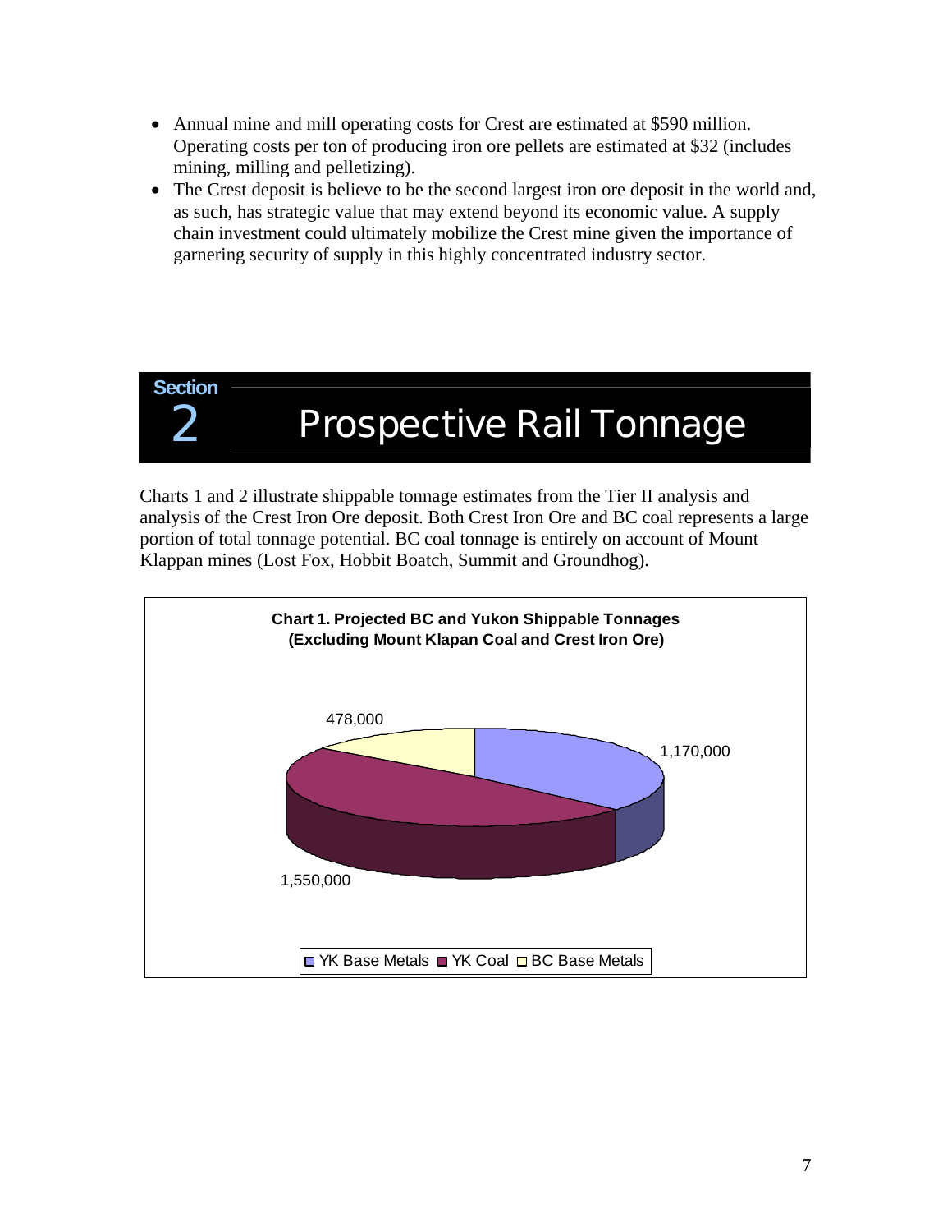- Annual mine and mill operating costs for Crest are estimated at $590 million. Operating costs per ton of producing iron ore pellets are estimated at $32 (includes mining, milling and pelletizing).
- The Crest deposit is believe to be the second largest iron ore deposit in the world and, as such, has strategic value that may extend beyond its economic value. A supply chain investment could ultimately mobilize the Crest mine given the importance of garnering security of supply in this highly concentrated industry sector.

# Section 2 Prospective Rail Tonnage

Charts 1 and 2 illustrate shippable tonnage estimates from the Tier II analysis and analysis of the Crest Iron Ore deposit. Both Crest Iron Ore and BC coal represents a large portion of total tonnage potential. BC coal tonnage is entirely on account of Mount Klappan mines (Lost Fox, Hobbit Boatch, Summit and Groundhog).

**Chart 1. Projected BC and Yukon Shippable Tonnages (Excluding Mount Klapan Coal and Crest Iron Ore)**

| Category | Tonnage |
|---|---|
| YK Base Metals | 1,170,000 |
| YK Coal | 1,550,000 |
| BC Base Metals | 478,000 |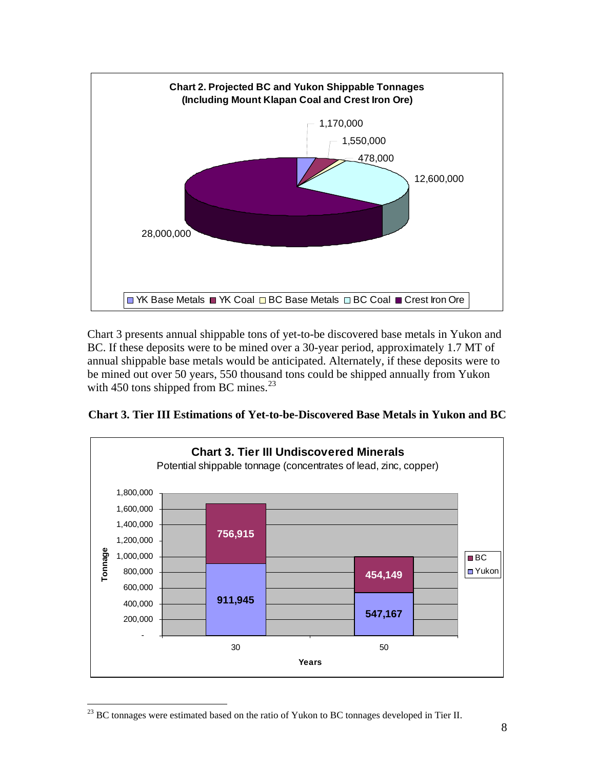**Chart 2. Projected BC and Yukon Shippable Tonnages (Including Mount Klapan Coal and Crest Iron Ore)**

| Category | Tonnage |
| --- | --- |
| YK Base Metals | 1,170,000 |
| YK Coal | 1,550,000 |
| BC Base Metals | 478,000 |
| BC Coal | 12,600,000 |
| Crest Iron Ore | 28,000,000 |

Chart 3 presents annual shippable tons of yet-to-be discovered base metals in Yukon and BC. If these deposits were to be mined over a 30-year period, approximately 1.7 MT of annual shippable base metals would be anticipated. Alternately, if these deposits were to be mined out over 50 years, 550 thousand tons could be shipped annually from Yukon with 450 tons shipped from BC mines.[23]

**Chart 3. Tier III Estimations of Yet-to-be-Discovered Base Metals in Yukon and BC**

**Chart 3. Tier III Undiscovered Minerals**

Potential shippable tonnage (concentrates of lead, zinc, copper)

| Years | Yukon | BC |
| --- | --- | --- |
| 30 | 911,945 | 756,915 |
| 50 | 547,167 | 454,149 |

[23] BC tonnages were estimated based on the ratio of Yukon to BC tonnages developed in Tier II.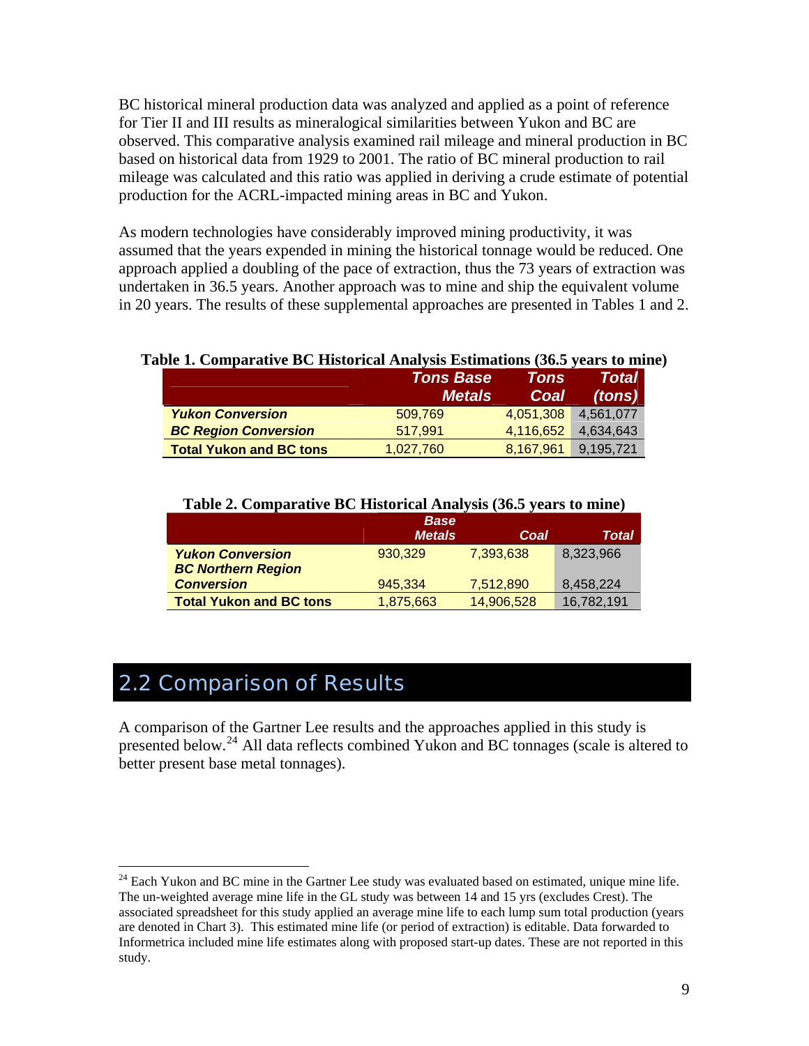BC historical mineral production data was analyzed and applied as a point of reference for Tier II and III results as mineralogical similarities between Yukon and BC are observed. This comparative analysis examined rail mileage and mineral production in BC based on historical data from 1929 to 2001. The ratio of BC mineral production to rail mileage was calculated and this ratio was applied in deriving a crude estimate of potential production for the ACRL-impacted mining areas in BC and Yukon.

As modern technologies have considerably improved mining productivity, it was assumed that the years expended in mining the historical tonnage would be reduced. One approach applied a doubling of the pace of extraction, thus the 73 years of extraction was undertaken in 36.5 years. Another approach was to mine and ship the equivalent volume in 20 years. The results of these supplemental approaches are presented in Tables 1 and 2.

**Table 1. Comparative BC Historical Analysis Estimations (36.5 years to mine)**

| | ***Tons Base Metals*** | ***Tons Coal*** | ***Total (tons)*** |
|---|---|---|---|
| ***Yukon Conversion*** | 509,769 | 4,051,308 | 4,561,077 |
| ***BC Region Conversion*** | 517,991 | 4,116,652 | 4,634,643 |
| **Total Yukon and BC tons** | 1,027,760 | 8,167,961 | 9,195,721 |

**Table 2. Comparative BC Historical Analysis (36.5 years to mine)**

| | ***Base Metals*** | ***Coal*** | ***Total*** |
|---|---|---|---|
| ***Yukon Conversion*** | 930,329 | 7,393,638 | 8,323,966 |
| ***BC Northern Region Conversion*** | 945,334 | 7,512,890 | 8,458,224 |
| **Total Yukon and BC tons** | 1,875,663 | 14,906,528 | 16,782,191 |

## 2.2 Comparison of Results

A comparison of the Gartner Lee results and the approaches applied in this study is presented below.[24] All data reflects combined Yukon and BC tonnages (scale is altered to better present base metal tonnages).

[24] Each Yukon and BC mine in the Gartner Lee study was evaluated based on estimated, unique mine life. The un-weighted average mine life in the GL study was between 14 and 15 yrs (excludes Crest). The associated spreadsheet for this study applied an average mine life to each lump sum total production (years are denoted in Chart 3). This estimated mine life (or period of extraction) is editable. Data forwarded to Informetrica included mine life estimates along with proposed start-up dates. These are not reported in this study.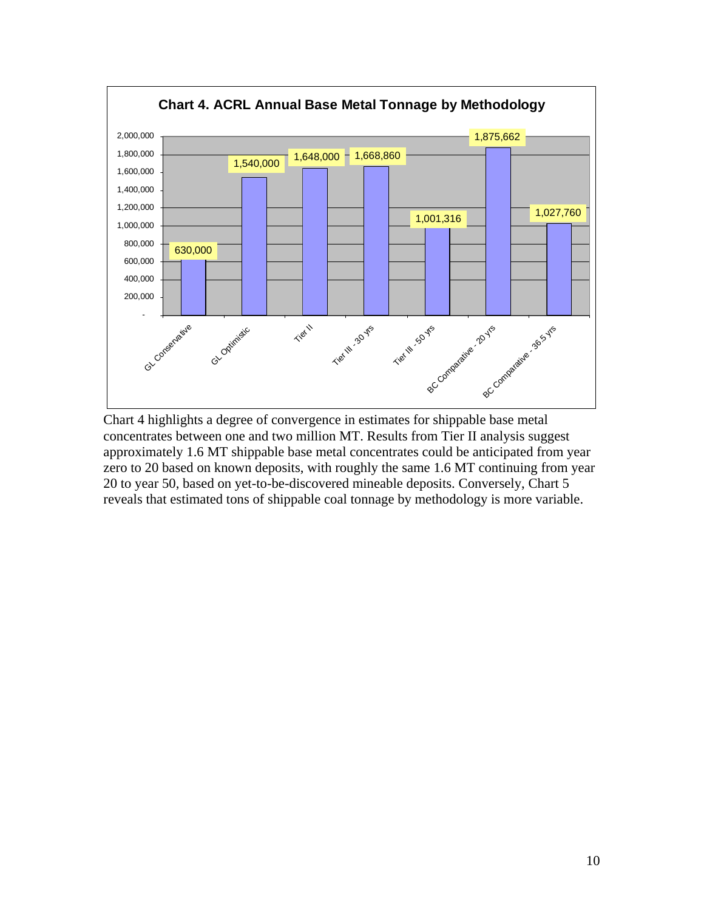**Chart 4. ACRL Annual Base Metal Tonnage by Methodology**

| Methodology | Annual Base Metal Tonnage |
|---|---|
| GL Conservative | 630,000 |
| GL Optimistic | 1,540,000 |
| Tier II | 1,648,000 |
| Tier III - 30 yrs | 1,668,860 |
| Tier III - 50 yrs | 1,001,316 |
| BC Comparative - 20 yrs | 1,875,662 |
| BC Comparative - 36.5 yrs | 1,027,760 |

Chart 4 highlights a degree of convergence in estimates for shippable base metal concentrates between one and two million MT. Results from Tier II analysis suggest approximately 1.6 MT shippable base metal concentrates could be anticipated from year zero to 20 based on known deposits, with roughly the same 1.6 MT continuing from year 20 to year 50, based on yet-to-be-discovered mineable deposits. Conversely, Chart 5 reveals that estimated tons of shippable coal tonnage by methodology is more variable.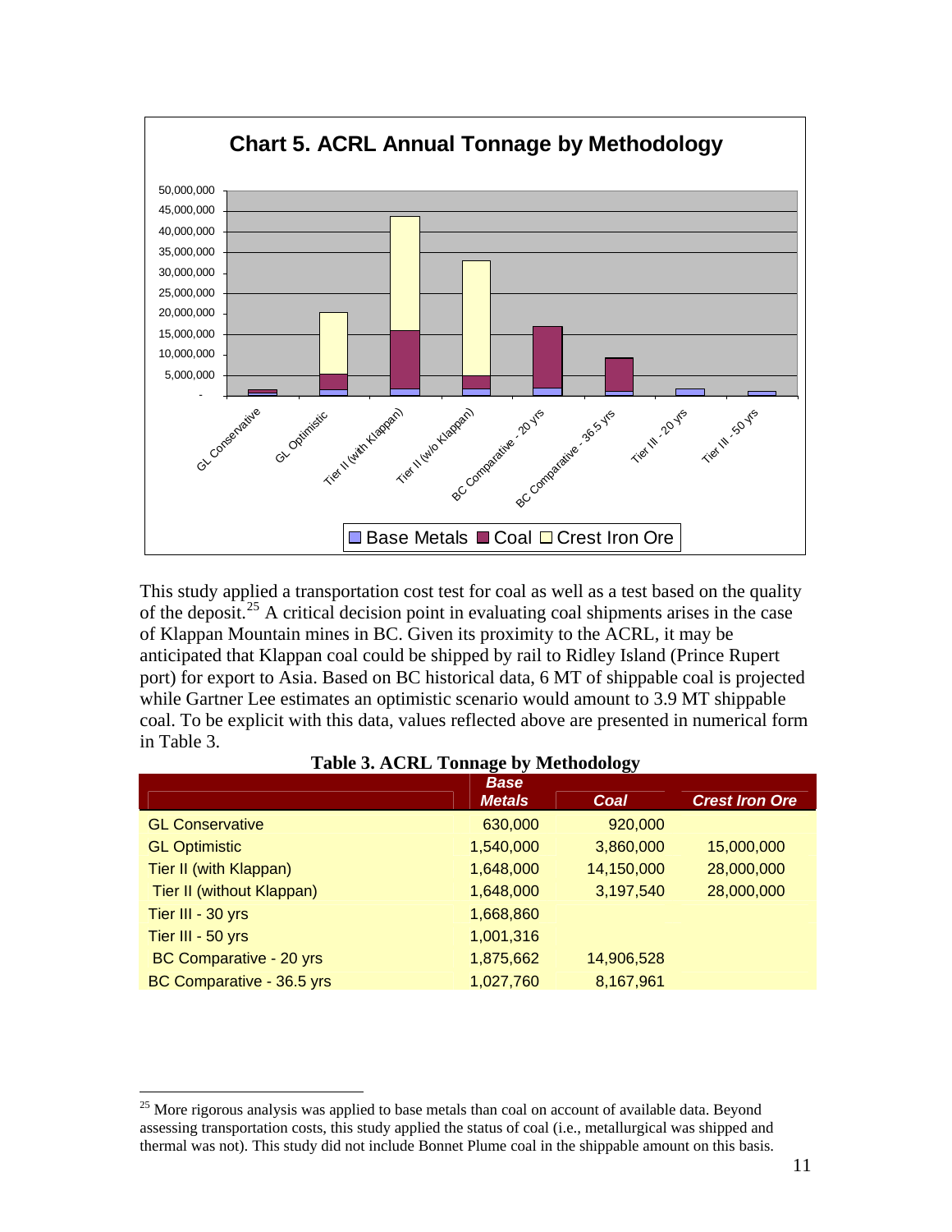**Chart 5. ACRL Annual Tonnage by Methodology**

This study applied a transportation cost test for coal as well as a test based on the quality of the deposit.[25] A critical decision point in evaluating coal shipments arises in the case of Klappan Mountain mines in BC. Given its proximity to the ACRL, it may be anticipated that Klappan coal could be shipped by rail to Ridley Island (Prince Rupert port) for export to Asia. Based on BC historical data, 6 MT of shippable coal is projected while Gartner Lee estimates an optimistic scenario would amount to 3.9 MT shippable coal. To be explicit with this data, values reflected above are presented in numerical form in Table 3.

**Table 3. ACRL Tonnage by Methodology**

| | Base Metals | Coal | Crest Iron Ore |
|---|---|---|---|
| GL Conservative | 630,000 | 920,000 | |
| GL Optimistic | 1,540,000 | 3,860,000 | 15,000,000 |
| Tier II (with Klappan) | 1,648,000 | 14,150,000 | 28,000,000 |
| Tier II (without Klappan) | 1,648,000 | 3,197,540 | 28,000,000 |
| Tier III - 30 yrs | 1,668,860 | | |
| Tier III - 50 yrs | 1,001,316 | | |
| BC Comparative - 20 yrs | 1,875,662 | 14,906,528 | |
| BC Comparative - 36.5 yrs | 1,027,760 | 8,167,961 | |

[25] More rigorous analysis was applied to base metals than coal on account of available data. Beyond assessing transportation costs, this study applied the status of coal (i.e., metallurgical was shipped and thermal was not). This study did not include Bonnet Plume coal in the shippable amount on this basis.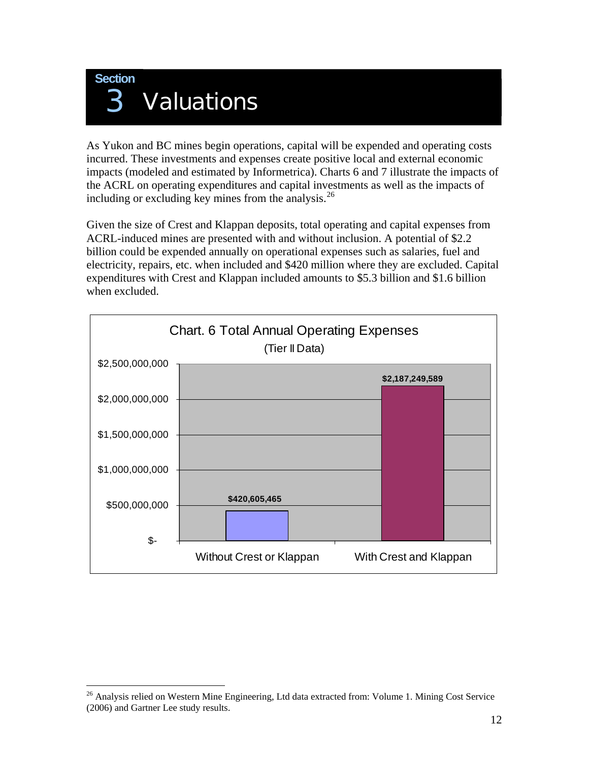# Section 3 Valuations

As Yukon and BC mines begin operations, capital will be expended and operating costs incurred. These investments and expenses create positive local and external economic impacts (modeled and estimated by Informetrica). Charts 6 and 7 illustrate the impacts of the ACRL on operating expenditures and capital investments as well as the impacts of including or excluding key mines from the analysis.[26]

Given the size of Crest and Klappan deposits, total operating and capital expenses from ACRL-induced mines are presented with and without inclusion. A potential of $2.2 billion could be expended annually on operational expenses such as salaries, fuel and electricity, repairs, etc. when included and $420 million where they are excluded. Capital expenditures with Crest and Klappan included amounts to $5.3 billion and $1.6 billion when excluded.

**Chart. 6 Total Annual Operating Expenses**

(Tier II Data)

| | Total Annual Operating Expenses |
|---|---|
| Without Crest or Klappan | $420,605,465 |
| With Crest and Klappan | $2,187,249,589 |

[26] Analysis relied on Western Mine Engineering, Ltd data extracted from: Volume 1. Mining Cost Service (2006) and Gartner Lee study results.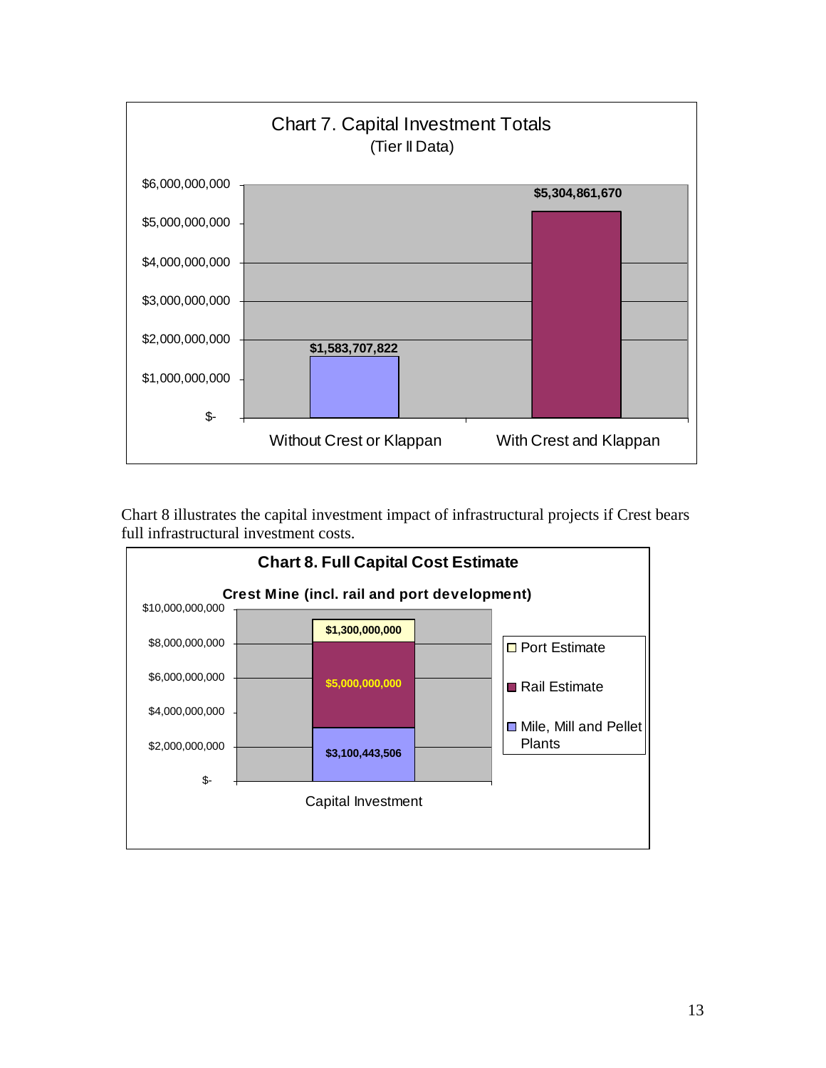**Chart 7. Capital Investment Totals**
(Tier II Data)

| | Capital Investment |
|---|---|
| Without Crest or Klappan | $1,583,707,822 |
| With Crest and Klappan | $5,304,861,670 |

Chart 8 illustrates the capital investment impact of infrastructural projects if Crest bears full infrastructural investment costs.

**Chart 8. Full Capital Cost Estimate**

**Crest Mine (incl. rail and port development)**

| Capital Investment | Estimate |
|---|---|
| Port Estimate | $1,300,000,000 |
| Rail Estimate | $5,000,000,000 |
| Mile, Mill and Pellet Plants | $3,100,443,506 |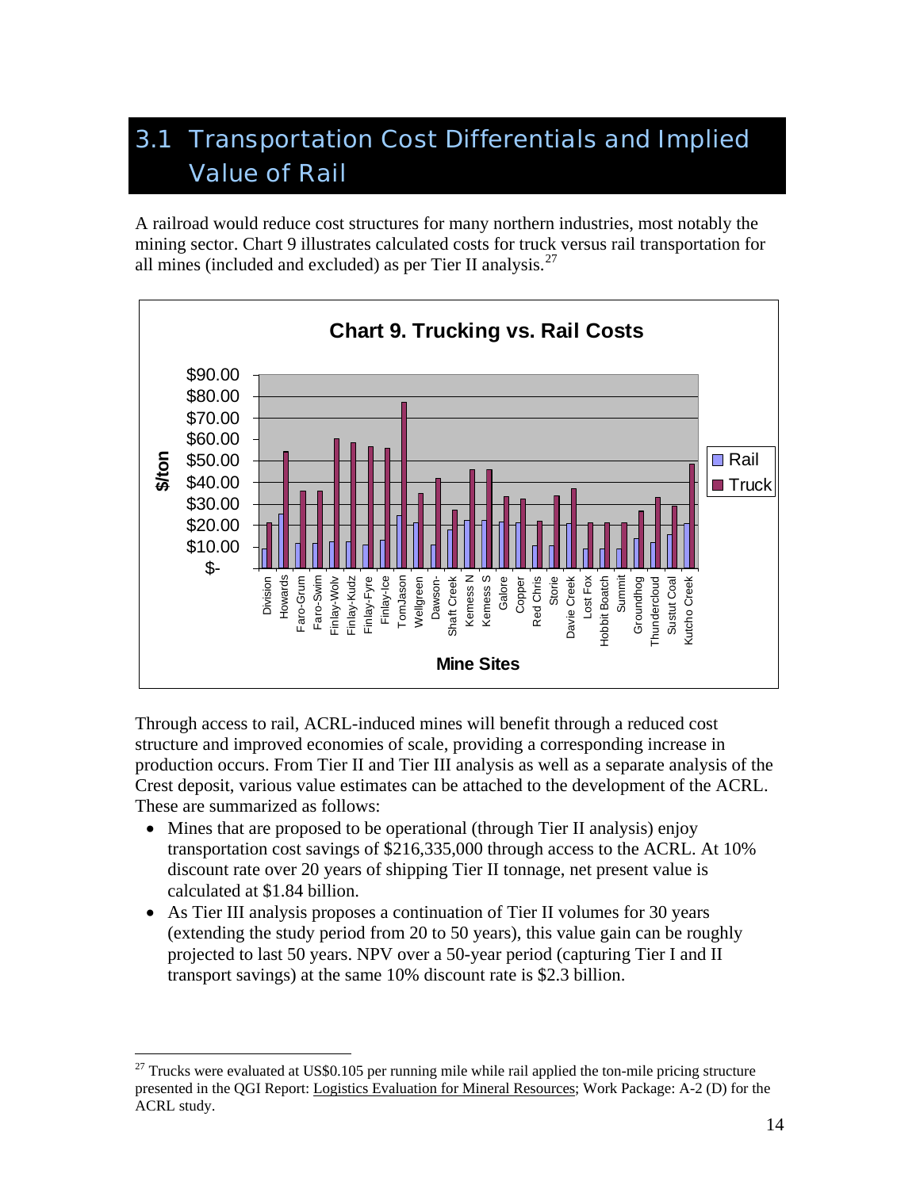## 3.1 Transportation Cost Differentials and Implied Value of Rail

A railroad would reduce cost structures for many northern industries, most notably the mining sector. Chart 9 illustrates calculated costs for truck versus rail transportation for all mines (included and excluded) as per Tier II analysis.[27]

**Chart 9. Trucking vs. Rail Costs**

Through access to rail, ACRL-induced mines will benefit through a reduced cost structure and improved economies of scale, providing a corresponding increase in production occurs. From Tier II and Tier III analysis as well as a separate analysis of the Crest deposit, various value estimates can be attached to the development of the ACRL. These are summarized as follows:

- Mines that are proposed to be operational (through Tier II analysis) enjoy transportation cost savings of $216,335,000 through access to the ACRL. At 10% discount rate over 20 years of shipping Tier II tonnage, net present value is calculated at $1.84 billion.
- As Tier III analysis proposes a continuation of Tier II volumes for 30 years (extending the study period from 20 to 50 years), this value gain can be roughly projected to last 50 years. NPV over a 50-year period (capturing Tier I and II transport savings) at the same 10% discount rate is $2.3 billion.

[27] Trucks were evaluated at US$0.105 per running mile while rail applied the ton-mile pricing structure presented in the QGI Report: Logistics Evaluation for Mineral Resources; Work Package: A-2 (D) for the ACRL study.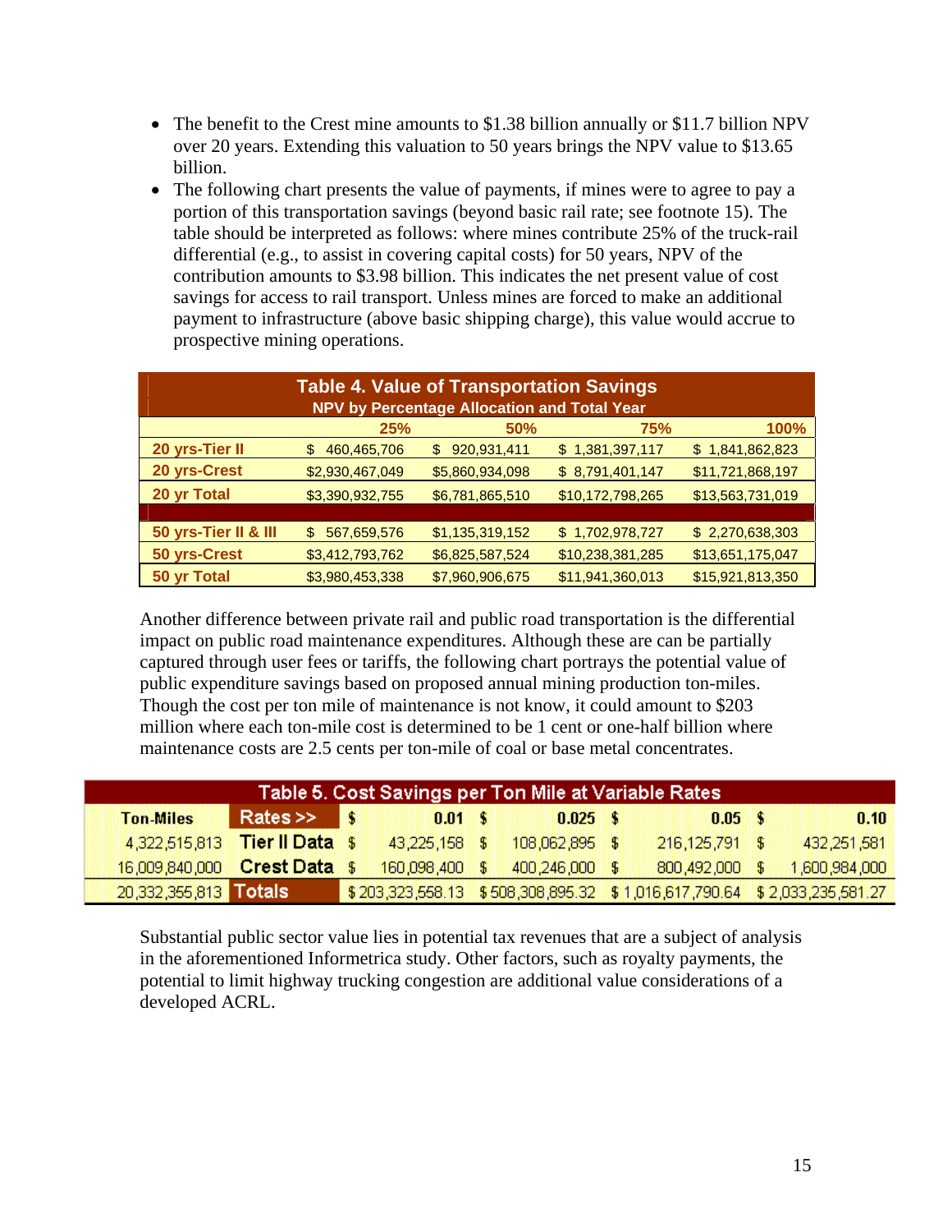- The benefit to the Crest mine amounts to $1.38 billion annually or $11.7 billion NPV over 20 years. Extending this valuation to 50 years brings the NPV value to $13.65 billion.
- The following chart presents the value of payments, if mines were to agree to pay a portion of this transportation savings (beyond basic rail rate; see footnote 15). The table should be interpreted as follows: where mines contribute 25% of the truck-rail differential (e.g., to assist in covering capital costs) for 50 years, NPV of the contribution amounts to $3.98 billion. This indicates the net present value of cost savings for access to rail transport. Unless mines are forced to make an additional payment to infrastructure (above basic shipping charge), this value would accrue to prospective mining operations.

**Table 4. Value of Transportation Savings**
**NPV by Percentage Allocation and Total Year**

| | 25% | 50% | 75% | 100% |
|---|---|---|---|---|
| 20 yrs-Tier II | $ 460,465,706 | $ 920,931,411 | $ 1,381,397,117 | $ 1,841,862,823 |
| 20 yrs-Crest | $2,930,467,049 | $5,860,934,098 | $ 8,791,401,147 | $11,721,868,197 |
| 20 yr Total | $3,390,932,755 | $6,781,865,510 | $10,172,798,265 | $13,563,731,019 |
| | | | | |
| 50 yrs-Tier II & III | $ 567,659,576 | $1,135,319,152 | $ 1,702,978,727 | $ 2,270,638,303 |
| 50 yrs-Crest | $3,412,793,762 | $6,825,587,524 | $10,238,381,285 | $13,651,175,047 |
| 50 yr Total | $3,980,453,338 | $7,960,906,675 | $11,941,360,013 | $15,921,813,350 |

Another difference between private rail and public road transportation is the differential impact on public road maintenance expenditures. Although these are can be partially captured through user fees or tariffs, the following chart portrays the potential value of public expenditure savings based on proposed annual mining production ton-miles. Though the cost per ton mile of maintenance is not know, it could amount to $203 million where each ton-mile cost is determined to be 1 cent or one-half billion where maintenance costs are 2.5 cents per ton-mile of coal or base metal concentrates.

**Table 5. Cost Savings per Ton Mile at Variable Rates**

| Ton-Miles | Rates >> | $ 0.01 | $ 0.025 | $ 0.05 | $ 0.10 |
|---|---|---|---|---|---|
| 4,322,515,813 | Tier II Data | $ 43,225,158 | $ 108,062,895 | $ 216,125,791 | $ 432,251,581 |
| 16,009,840,000 | Crest Data | $ 160,098,400 | $ 400,246,000 | $ 800,492,000 | $ 1,600,984,000 |
| 20,332,355,813 | Totals | $ 203,323,558.13 | $ 508,308,895.32 | $ 1,016,617,790.64 | $ 2,033,235,581.27 |

Substantial public sector value lies in potential tax revenues that are a subject of analysis in the aforementioned Informetrica study. Other factors, such as royalty payments, the potential to limit highway trucking congestion are additional value considerations of a developed ACRL.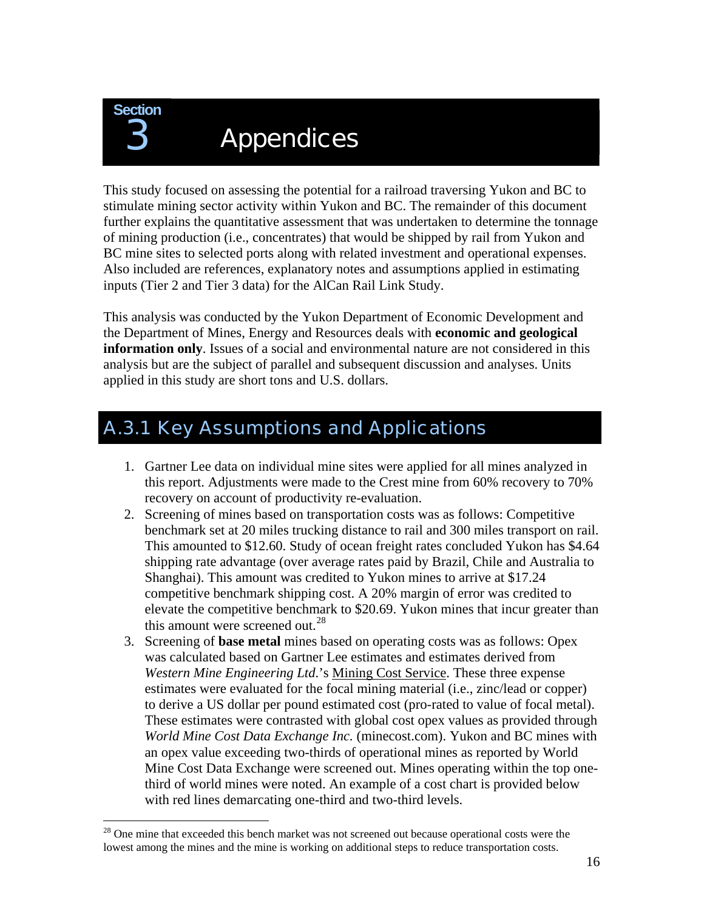# Section 3 Appendices

This study focused on assessing the potential for a railroad traversing Yukon and BC to stimulate mining sector activity within Yukon and BC. The remainder of this document further explains the quantitative assessment that was undertaken to determine the tonnage of mining production (i.e., concentrates) that would be shipped by rail from Yukon and BC mine sites to selected ports along with related investment and operational expenses. Also included are references, explanatory notes and assumptions applied in estimating inputs (Tier 2 and Tier 3 data) for the AlCan Rail Link Study.

This analysis was conducted by the Yukon Department of Economic Development and the Department of Mines, Energy and Resources deals with **economic and geological information only**. Issues of a social and environmental nature are not considered in this analysis but are the subject of parallel and subsequent discussion and analyses. Units applied in this study are short tons and U.S. dollars.

## A.3.1 Key Assumptions and Applications

1. Gartner Lee data on individual mine sites were applied for all mines analyzed in this report. Adjustments were made to the Crest mine from 60% recovery to 70% recovery on account of productivity re-evaluation.
2. Screening of mines based on transportation costs was as follows: Competitive benchmark set at 20 miles trucking distance to rail and 300 miles transport on rail. This amounted to $12.60. Study of ocean freight rates concluded Yukon has $4.64 shipping rate advantage (over average rates paid by Brazil, Chile and Australia to Shanghai). This amount was credited to Yukon mines to arrive at $17.24 competitive benchmark shipping cost. A 20% margin of error was credited to elevate the competitive benchmark to $20.69. Yukon mines that incur greater than this amount were screened out.[28]
3. Screening of **base metal** mines based on operating costs was as follows: Opex was calculated based on Gartner Lee estimates and estimates derived from *Western Mine Engineering Ltd*.'s Mining Cost Service. These three expense estimates were evaluated for the focal mining material (i.e., zinc/lead or copper) to derive a US dollar per pound estimated cost (pro-rated to value of focal metal). These estimates were contrasted with global cost opex values as provided through *World Mine Cost Data Exchange Inc.* (minecost.com). Yukon and BC mines with an opex value exceeding two-thirds of operational mines as reported by World Mine Cost Data Exchange were screened out. Mines operating within the top one-third of world mines were noted. An example of a cost chart is provided below with red lines demarcating one-third and two-third levels.

---

[28] One mine that exceeded this bench market was not screened out because operational costs were the lowest among the mines and the mine is working on additional steps to reduce transportation costs.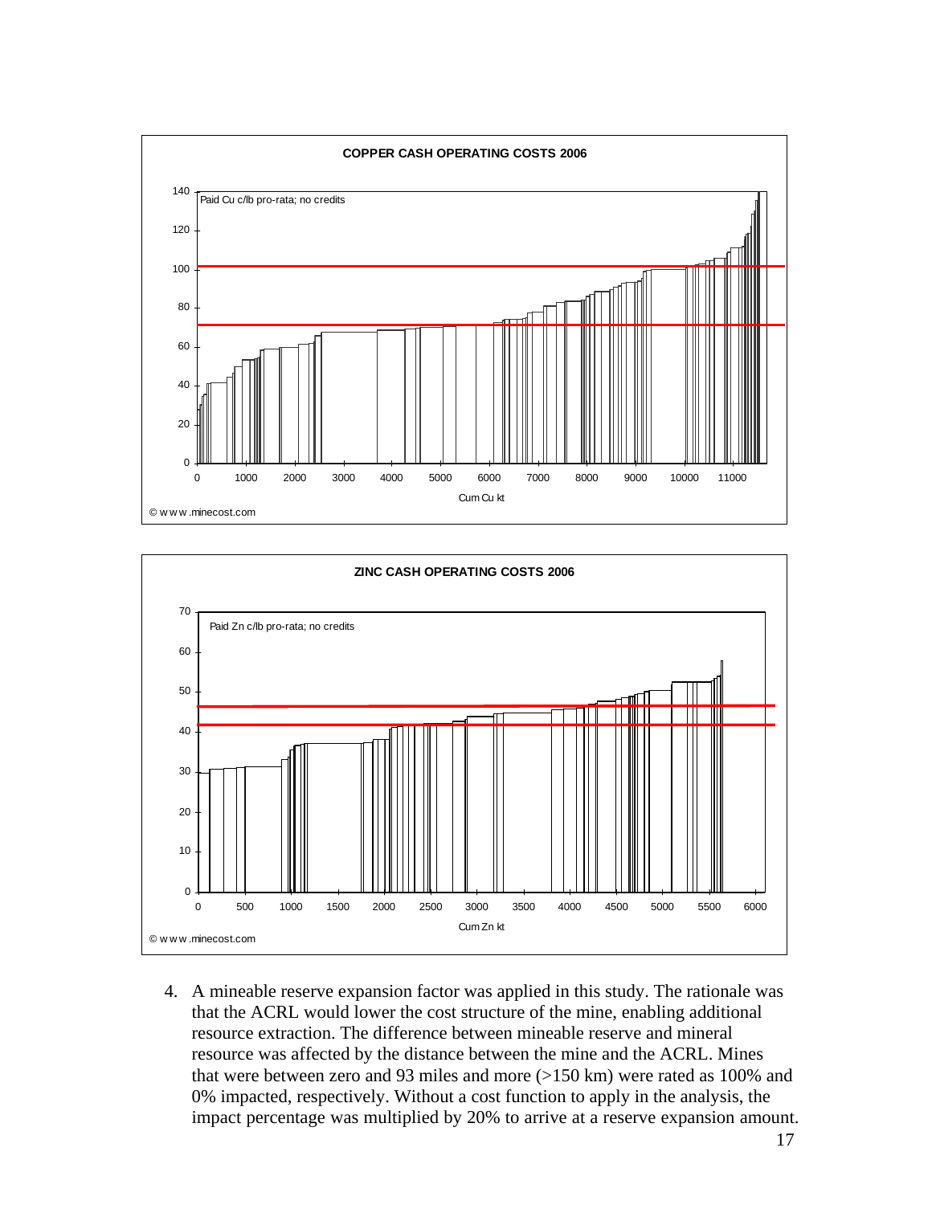**COPPER CASH OPERATING COSTS 2006**

Paid Cu c/lb pro-rata; no credits

Cum Cu kt

© www.minecost.com

**ZINC CASH OPERATING COSTS 2006**

Paid Zn c/lb pro-rata; no credits

Cum Zn kt

© www.minecost.com

4. A mineable reserve expansion factor was applied in this study. The rationale was that the ACRL would lower the cost structure of the mine, enabling additional resource extraction. The difference between mineable reserve and mineral resource was affected by the distance between the mine and the ACRL. Mines that were between zero and 93 miles and more (>150 km) were rated as 100% and 0% impacted, respectively. Without a cost function to apply in the analysis, the impact percentage was multiplied by 20% to arrive at a reserve expansion amount.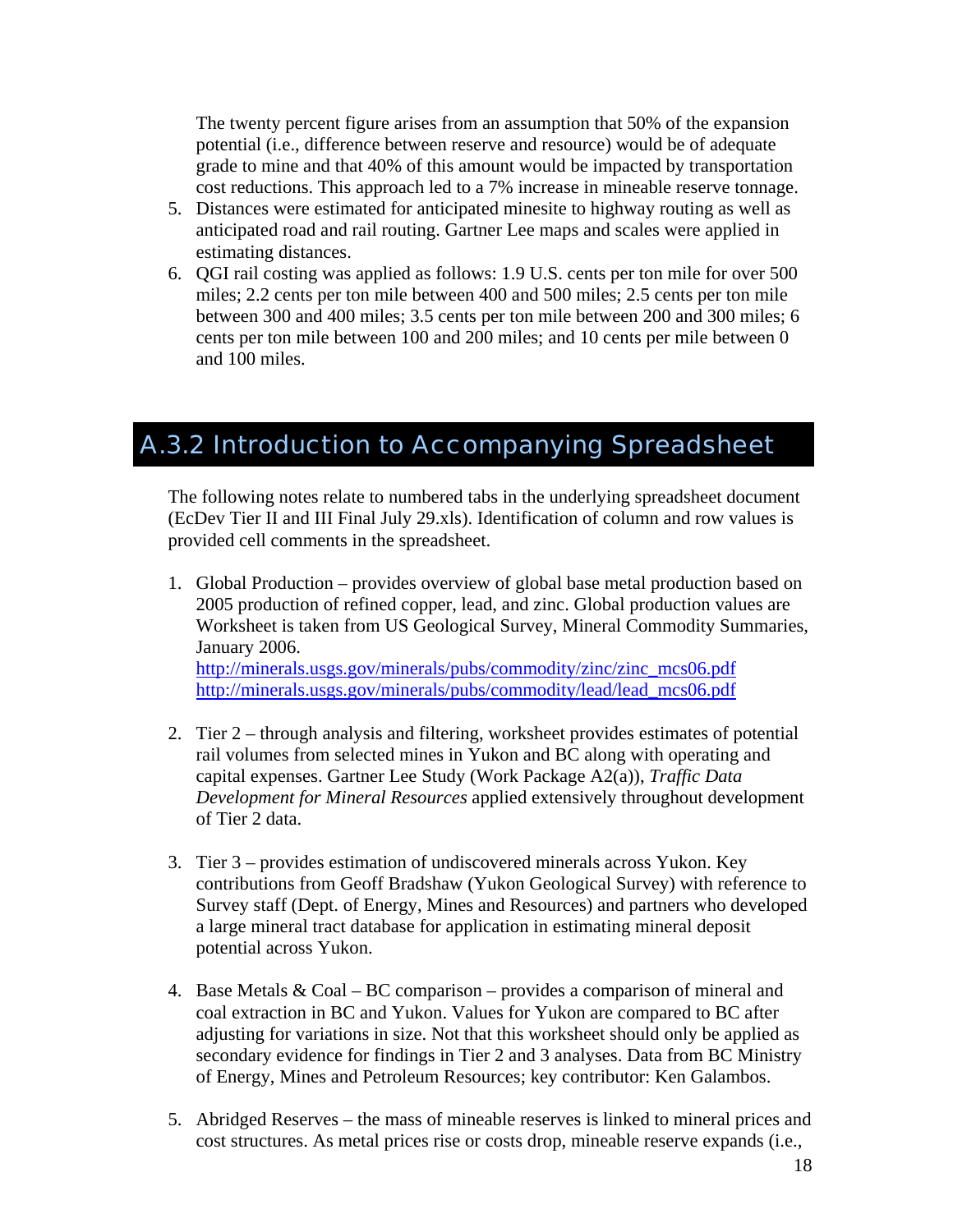The twenty percent figure arises from an assumption that 50% of the expansion potential (i.e., difference between reserve and resource) would be of adequate grade to mine and that 40% of this amount would be impacted by transportation cost reductions. This approach led to a 7% increase in mineable reserve tonnage.

5. Distances were estimated for anticipated minesite to highway routing as well as anticipated road and rail routing. Gartner Lee maps and scales were applied in estimating distances.
6. QGI rail costing was applied as follows: 1.9 U.S. cents per ton mile for over 500 miles; 2.2 cents per ton mile between 400 and 500 miles; 2.5 cents per ton mile between 300 and 400 miles; 3.5 cents per ton mile between 200 and 300 miles; 6 cents per ton mile between 100 and 200 miles; and 10 cents per mile between 0 and 100 miles.

## A.3.2 Introduction to Accompanying Spreadsheet

The following notes relate to numbered tabs in the underlying spreadsheet document (EcDev Tier II and III Final July 29.xls). Identification of column and row values is provided cell comments in the spreadsheet.

1. Global Production – provides overview of global base metal production based on 2005 production of refined copper, lead, and zinc. Global production values are Worksheet is taken from US Geological Survey, Mineral Commodity Summaries, January 2006.
   http://minerals.usgs.gov/minerals/pubs/commodity/zinc/zinc_mcs06.pdf
   http://minerals.usgs.gov/minerals/pubs/commodity/lead/lead_mcs06.pdf

2. Tier 2 – through analysis and filtering, worksheet provides estimates of potential rail volumes from selected mines in Yukon and BC along with operating and capital expenses. Gartner Lee Study (Work Package A2(a)), *Traffic Data Development for Mineral Resources* applied extensively throughout development of Tier 2 data.

3. Tier 3 – provides estimation of undiscovered minerals across Yukon. Key contributions from Geoff Bradshaw (Yukon Geological Survey) with reference to Survey staff (Dept. of Energy, Mines and Resources) and partners who developed a large mineral tract database for application in estimating mineral deposit potential across Yukon.

4. Base Metals & Coal – BC comparison – provides a comparison of mineral and coal extraction in BC and Yukon. Values for Yukon are compared to BC after adjusting for variations in size. Not that this worksheet should only be applied as secondary evidence for findings in Tier 2 and 3 analyses. Data from BC Ministry of Energy, Mines and Petroleum Resources; key contributor: Ken Galambos.

5. Abridged Reserves – the mass of mineable reserves is linked to mineral prices and cost structures. As metal prices rise or costs drop, mineable reserve expands (i.e.,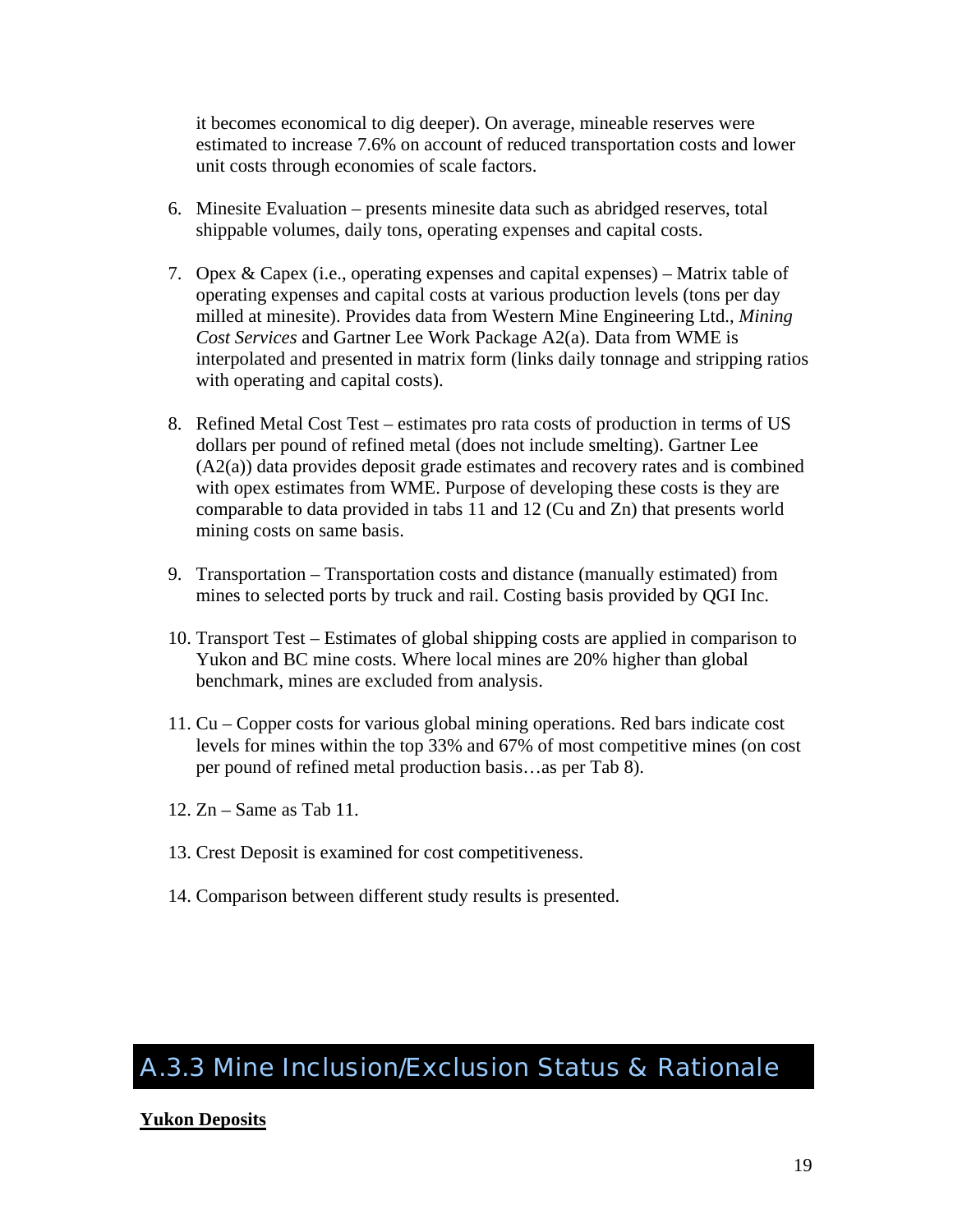it becomes economical to dig deeper). On average, mineable reserves were estimated to increase 7.6% on account of reduced transportation costs and lower unit costs through economies of scale factors.

6. Minesite Evaluation – presents minesite data such as abridged reserves, total shippable volumes, daily tons, operating expenses and capital costs.

7. Opex & Capex (i.e., operating expenses and capital expenses) – Matrix table of operating expenses and capital costs at various production levels (tons per day milled at minesite). Provides data from Western Mine Engineering Ltd., *Mining Cost Services* and Gartner Lee Work Package A2(a). Data from WME is interpolated and presented in matrix form (links daily tonnage and stripping ratios with operating and capital costs).

8. Refined Metal Cost Test – estimates pro rata costs of production in terms of US dollars per pound of refined metal (does not include smelting). Gartner Lee (A2(a)) data provides deposit grade estimates and recovery rates and is combined with opex estimates from WME. Purpose of developing these costs is they are comparable to data provided in tabs 11 and 12 (Cu and Zn) that presents world mining costs on same basis.

9. Transportation – Transportation costs and distance (manually estimated) from mines to selected ports by truck and rail. Costing basis provided by QGI Inc.

10. Transport Test – Estimates of global shipping costs are applied in comparison to Yukon and BC mine costs. Where local mines are 20% higher than global benchmark, mines are excluded from analysis.

11. Cu – Copper costs for various global mining operations. Red bars indicate cost levels for mines within the top 33% and 67% of most competitive mines (on cost per pound of refined metal production basis…as per Tab 8).

12. Zn – Same as Tab 11.

13. Crest Deposit is examined for cost competitiveness.

14. Comparison between different study results is presented.

## A.3.3 Mine Inclusion/Exclusion Status & Rationale

**Yukon Deposits**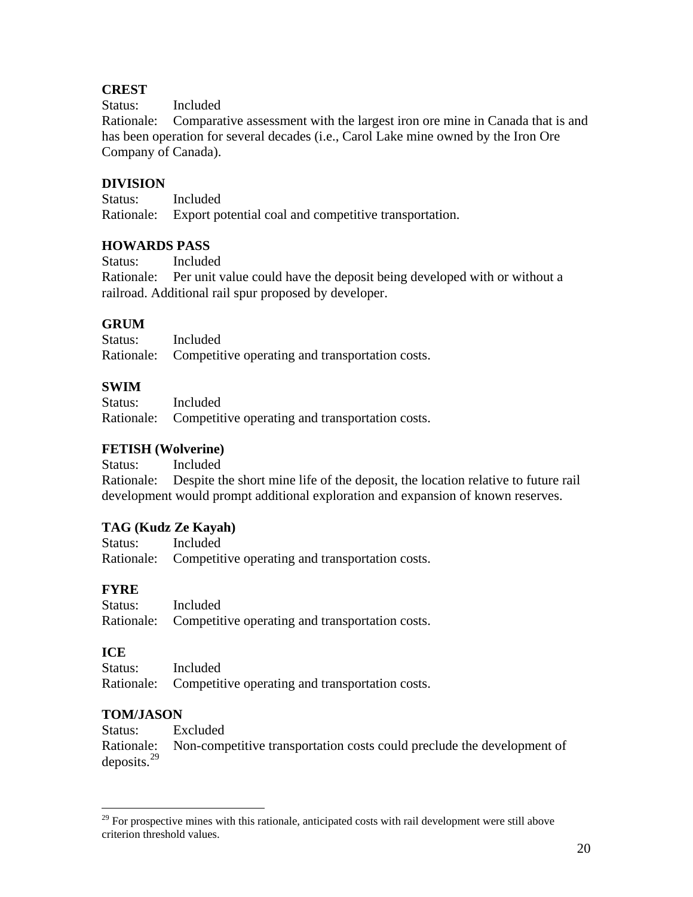**CREST**
Status: Included
Rationale: Comparative assessment with the largest iron ore mine in Canada that is and has been operation for several decades (i.e., Carol Lake mine owned by the Iron Ore Company of Canada).

**DIVISION**
Status: Included
Rationale: Export potential coal and competitive transportation.

**HOWARDS PASS**
Status: Included
Rationale: Per unit value could have the deposit being developed with or without a railroad. Additional rail spur proposed by developer.

**GRUM**
Status: Included
Rationale: Competitive operating and transportation costs.

**SWIM**
Status: Included
Rationale: Competitive operating and transportation costs.

**FETISH (Wolverine)**
Status: Included
Rationale: Despite the short mine life of the deposit, the location relative to future rail development would prompt additional exploration and expansion of known reserves.

**TAG (Kudz Ze Kayah)**
Status: Included
Rationale: Competitive operating and transportation costs.

**FYRE**
Status: Included
Rationale: Competitive operating and transportation costs.

**ICE**
Status: Included
Rationale: Competitive operating and transportation costs.

**TOM/JASON**
Status: Excluded
Rationale: Non-competitive transportation costs could preclude the development of deposits.[29]

[29] For prospective mines with this rationale, anticipated costs with rail development were still above criterion threshold values.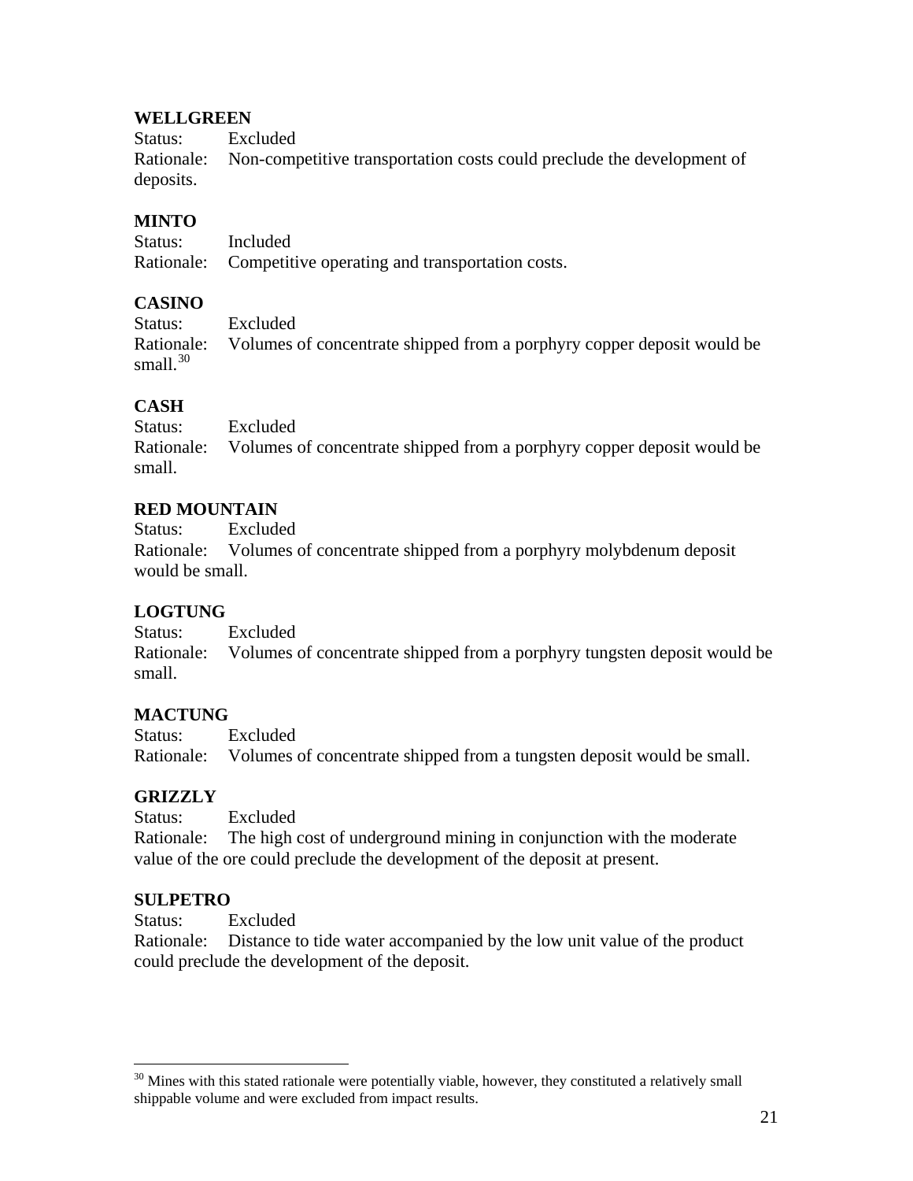**WELLGREEN**
Status: Excluded
Rationale: Non-competitive transportation costs could preclude the development of deposits.

**MINTO**
Status: Included
Rationale: Competitive operating and transportation costs.

**CASINO**
Status: Excluded
Rationale: Volumes of concentrate shipped from a porphyry copper deposit would be small.[30]

**CASH**
Status: Excluded
Rationale: Volumes of concentrate shipped from a porphyry copper deposit would be small.

**RED MOUNTAIN**
Status: Excluded
Rationale: Volumes of concentrate shipped from a porphyry molybdenum deposit would be small.

**LOGTUNG**
Status: Excluded
Rationale: Volumes of concentrate shipped from a porphyry tungsten deposit would be small.

**MACTUNG**
Status: Excluded
Rationale: Volumes of concentrate shipped from a tungsten deposit would be small.

**GRIZZLY**
Status: Excluded
Rationale: The high cost of underground mining in conjunction with the moderate value of the ore could preclude the development of the deposit at present.

**SULPETRO**
Status: Excluded
Rationale: Distance to tide water accompanied by the low unit value of the product could preclude the development of the deposit.

---

[30] Mines with this stated rationale were potentially viable, however, they constituted a relatively small shippable volume and were excluded from impact results.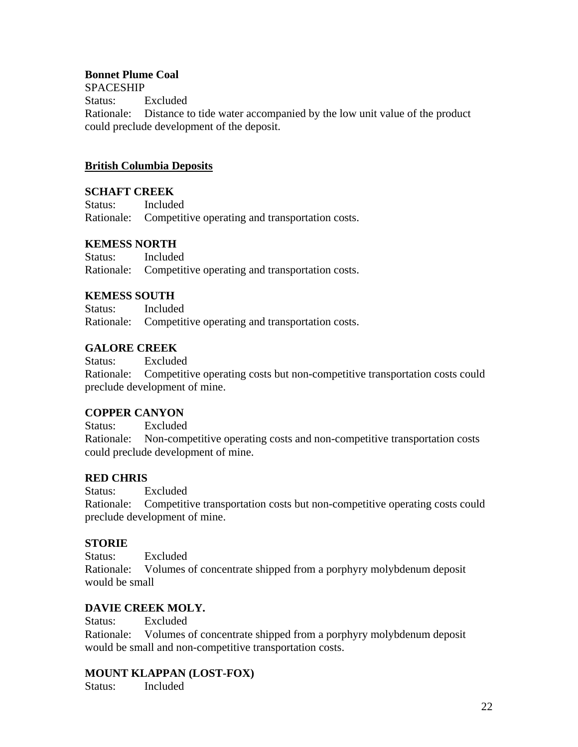**Bonnet Plume Coal**

SPACESHIP

Status: Excluded

Rationale: Distance to tide water accompanied by the low unit value of the product could preclude development of the deposit.

## British Columbia Deposits

**SCHAFT CREEK**

Status: Included

Rationale: Competitive operating and transportation costs.

**KEMESS NORTH**

Status: Included

Rationale: Competitive operating and transportation costs.

**KEMESS SOUTH**

Status: Included

Rationale: Competitive operating and transportation costs.

**GALORE CREEK**

Status: Excluded

Rationale: Competitive operating costs but non-competitive transportation costs could preclude development of mine.

**COPPER CANYON**

Status: Excluded

Rationale: Non-competitive operating costs and non-competitive transportation costs could preclude development of mine.

**RED CHRIS**

Status: Excluded

Rationale: Competitive transportation costs but non-competitive operating costs could preclude development of mine.

**STORIE**

Status: Excluded

Rationale: Volumes of concentrate shipped from a porphyry molybdenum deposit would be small

**DAVIE CREEK MOLY.**

Status: Excluded

Rationale: Volumes of concentrate shipped from a porphyry molybdenum deposit would be small and non-competitive transportation costs.

**MOUNT KLAPPAN (LOST-FOX)**

Status: Included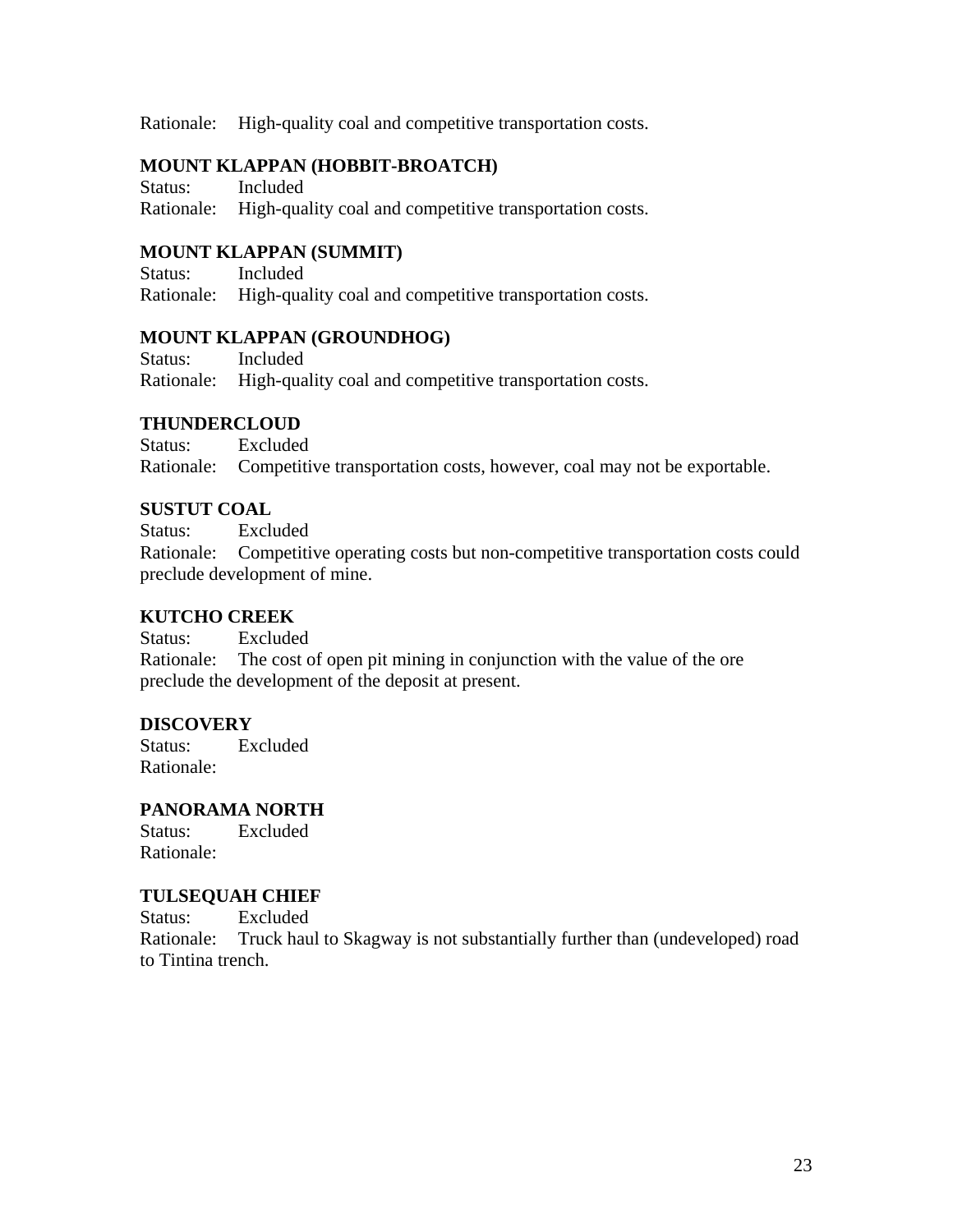Rationale: High-quality coal and competitive transportation costs.

**MOUNT KLAPPAN (HOBBIT-BROATCH)**
Status: Included
Rationale: High-quality coal and competitive transportation costs.

**MOUNT KLAPPAN (SUMMIT)**
Status: Included
Rationale: High-quality coal and competitive transportation costs.

**MOUNT KLAPPAN (GROUNDHOG)**
Status: Included
Rationale: High-quality coal and competitive transportation costs.

**THUNDERCLOUD**
Status: Excluded
Rationale: Competitive transportation costs, however, coal may not be exportable.

**SUSTUT COAL**
Status: Excluded
Rationale: Competitive operating costs but non-competitive transportation costs could preclude development of mine.

**KUTCHO CREEK**
Status: Excluded
Rationale: The cost of open pit mining in conjunction with the value of the ore preclude the development of the deposit at present.

**DISCOVERY**
Status: Excluded
Rationale:

**PANORAMA NORTH**
Status: Excluded
Rationale:

**TULSEQUAH CHIEF**
Status: Excluded
Rationale: Truck haul to Skagway is not substantially further than (undeveloped) road to Tintina trench.